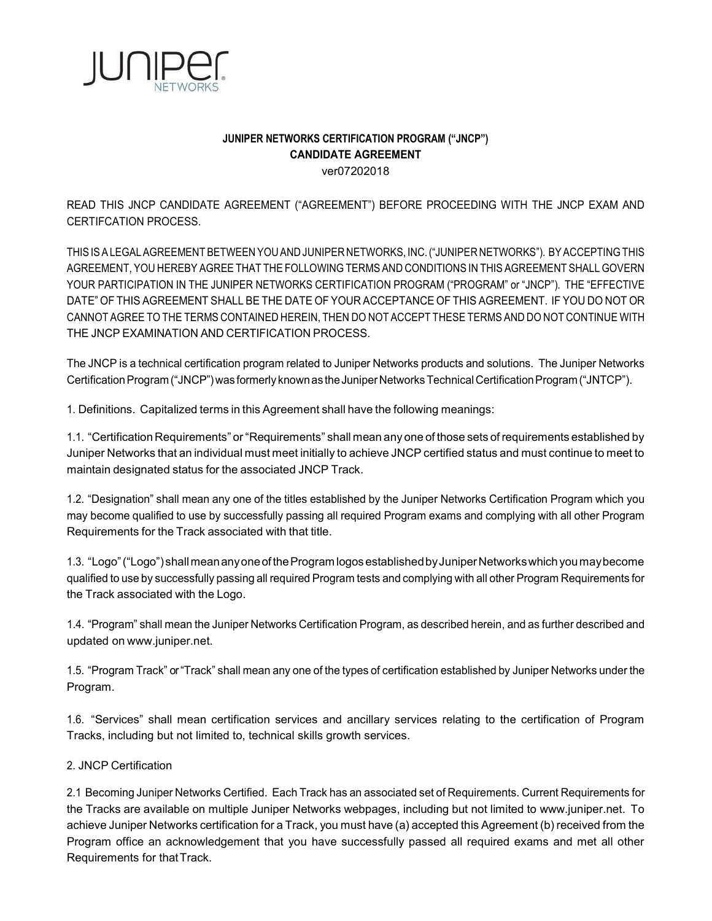**JUNIPER NETWORKS CERTIFICATION PROGRAM ("JNCP")**
**CANDIDATE AGREEMENT**
ver07202018

READ THIS JNCP CANDIDATE AGREEMENT ("AGREEMENT") BEFORE PROCEEDING WITH THE JNCP EXAM AND CERTIFCATION PROCESS.

THIS IS A LEGAL AGREEMENT BETWEEN YOU AND JUNIPER NETWORKS, INC. ("JUNIPER NETWORKS"). BY ACCEPTING THIS AGREEMENT, YOU HEREBY AGREE THAT THE FOLLOWING TERMS AND CONDITIONS IN THIS AGREEMENT SHALL GOVERN YOUR PARTICIPATION IN THE JUNIPER NETWORKS CERTIFICATION PROGRAM ("PROGRAM" or "JNCP"). THE "EFFECTIVE DATE" OF THIS AGREEMENT SHALL BE THE DATE OF YOUR ACCEPTANCE OF THIS AGREEMENT. IF YOU DO NOT OR CANNOT AGREE TO THE TERMS CONTAINED HEREIN, THEN DO NOT ACCEPT THESE TERMS AND DO NOT CONTINUE WITH THE JNCP EXAMINATION AND CERTIFICATION PROCESS.

The JNCP is a technical certification program related to Juniper Networks products and solutions. The Juniper Networks Certification Program ("JNCP") was formerly known as the Juniper Networks Technical Certification Program ("JNTCP").

1. Definitions. Capitalized terms in this Agreement shall have the following meanings:

1.1. "Certification Requirements" or "Requirements" shall mean any one of those sets of requirements established by Juniper Networks that an individual must meet initially to achieve JNCP certified status and must continue to meet to maintain designated status for the associated JNCP Track.

1.2. "Designation" shall mean any one of the titles established by the Juniper Networks Certification Program which you may become qualified to use by successfully passing all required Program exams and complying with all other Program Requirements for the Track associated with that title.

1.3. "Logo" ("Logo") shall mean any one of the Program logos established by Juniper Networks which you may become qualified to use by successfully passing all required Program tests and complying with all other Program Requirements for the Track associated with the Logo.

1.4. "Program" shall mean the Juniper Networks Certification Program, as described herein, and as further described and updated on www.juniper.net.

1.5. "Program Track" or "Track" shall mean any one of the types of certification established by Juniper Networks under the Program.

1.6. "Services" shall mean certification services and ancillary services relating to the certification of Program Tracks, including but not limited to, technical skills growth services.

2. JNCP Certification

2.1 Becoming Juniper Networks Certified. Each Track has an associated set of Requirements. Current Requirements for the Tracks are available on multiple Juniper Networks webpages, including but not limited to www.juniper.net. To achieve Juniper Networks certification for a Track, you must have (a) accepted this Agreement (b) received from the Program office an acknowledgement that you have successfully passed all required exams and met all other Requirements for that Track.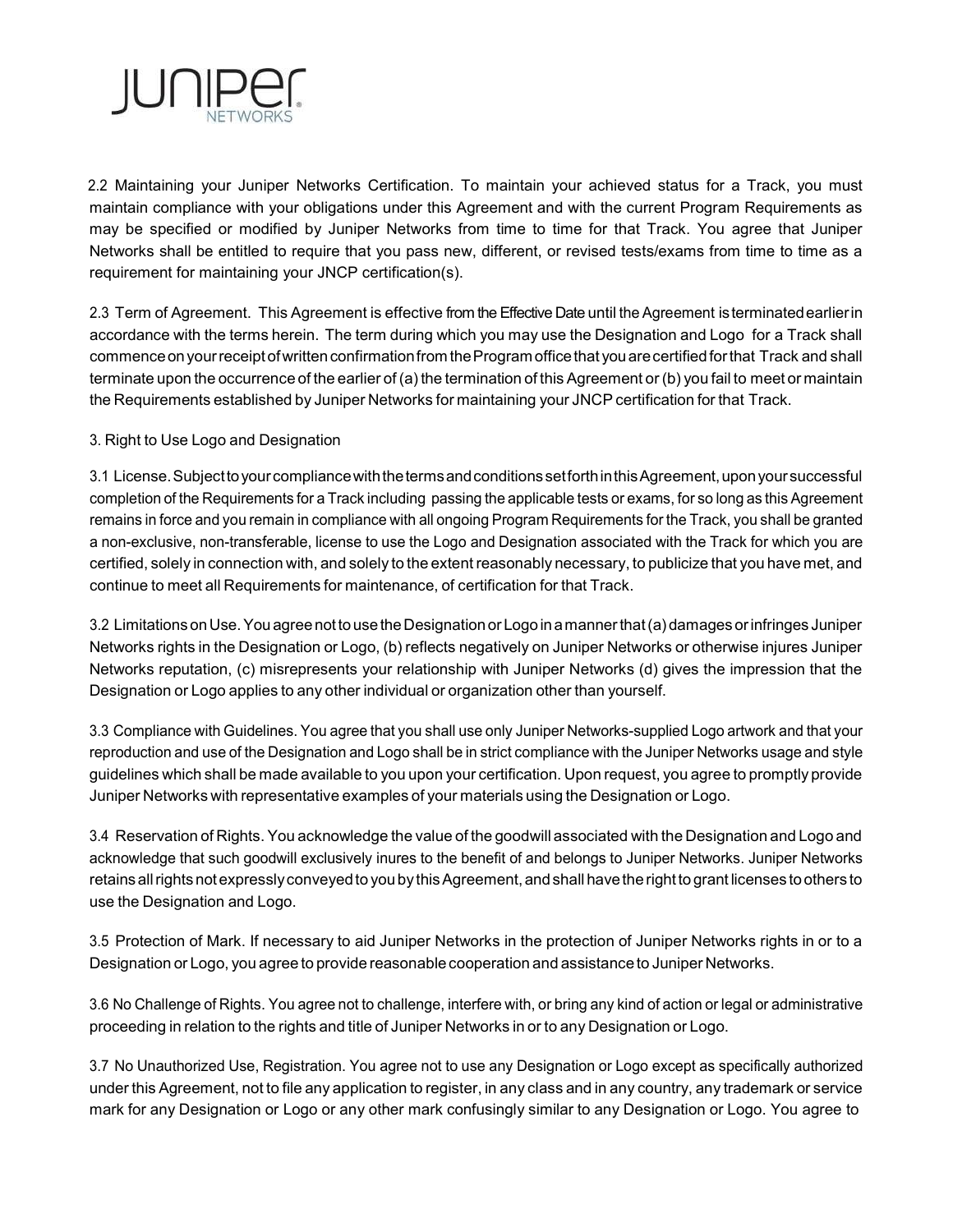2.2 Maintaining your Juniper Networks Certification. To maintain your achieved status for a Track, you must maintain compliance with your obligations under this Agreement and with the current Program Requirements as may be specified or modified by Juniper Networks from time to time for that Track. You agree that Juniper Networks shall be entitled to require that you pass new, different, or revised tests/exams from time to time as a requirement for maintaining your JNCP certification(s).

2.3 Term of Agreement. This Agreement is effective from the Effective Date until the Agreement is terminated earlier in accordance with the terms herein. The term during which you may use the Designation and Logo for a Track shall commence on your receipt of written confirmation from the Program office that you are certified for that Track and shall terminate upon the occurrence of the earlier of (a) the termination of this Agreement or (b) you fail to meet or maintain the Requirements established by Juniper Networks for maintaining your JNCP certification for that Track.

3. Right to Use Logo and Designation

3.1 License. Subject to your compliance with the terms and conditions set forth in this Agreement, upon your successful completion of the Requirements for a Track including passing the applicable tests or exams, for so long as this Agreement remains in force and you remain in compliance with all ongoing Program Requirements for the Track, you shall be granted a non-exclusive, non-transferable, license to use the Logo and Designation associated with the Track for which you are certified, solely in connection with, and solely to the extent reasonably necessary, to publicize that you have met, and continue to meet all Requirements for maintenance, of certification for that Track.

3.2 Limitations on Use. You agree not to use the Designation or Logo in a manner that (a) damages or infringes Juniper Networks rights in the Designation or Logo, (b) reflects negatively on Juniper Networks or otherwise injures Juniper Networks reputation, (c) misrepresents your relationship with Juniper Networks (d) gives the impression that the Designation or Logo applies to any other individual or organization other than yourself.

3.3 Compliance with Guidelines. You agree that you shall use only Juniper Networks-supplied Logo artwork and that your reproduction and use of the Designation and Logo shall be in strict compliance with the Juniper Networks usage and style guidelines which shall be made available to you upon your certification. Upon request, you agree to promptly provide Juniper Networks with representative examples of your materials using the Designation or Logo.

3.4 Reservation of Rights. You acknowledge the value of the goodwill associated with the Designation and Logo and acknowledge that such goodwill exclusively inures to the benefit of and belongs to Juniper Networks. Juniper Networks retains all rights not expressly conveyed to you by this Agreement, and shall have the right to grant licenses to others to use the Designation and Logo.

3.5 Protection of Mark. If necessary to aid Juniper Networks in the protection of Juniper Networks rights in or to a Designation or Logo, you agree to provide reasonable cooperation and assistance to Juniper Networks.

3.6 No Challenge of Rights. You agree not to challenge, interfere with, or bring any kind of action or legal or administrative proceeding in relation to the rights and title of Juniper Networks in or to any Designation or Logo.

3.7 No Unauthorized Use, Registration. You agree not to use any Designation or Logo except as specifically authorized under this Agreement, not to file any application to register, in any class and in any country, any trademark or service mark for any Designation or Logo or any other mark confusingly similar to any Designation or Logo. You agree to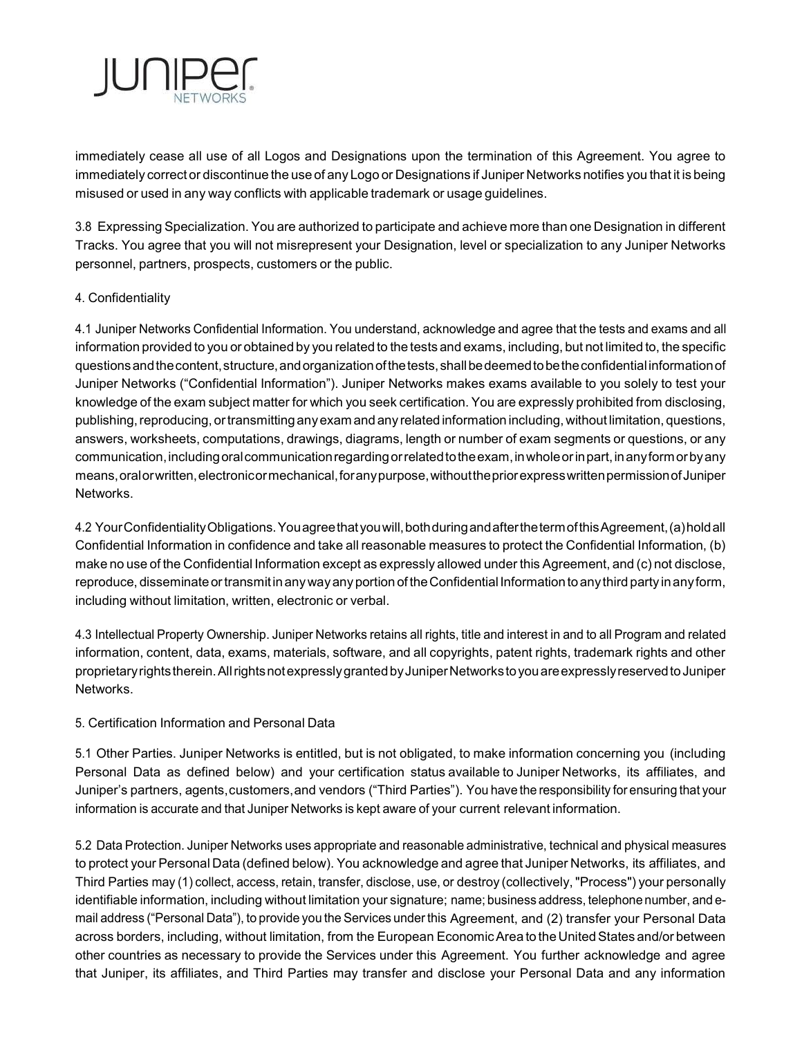immediately cease all use of all Logos and Designations upon the termination of this Agreement. You agree to immediately correct or discontinue the use of any Logo or Designations if Juniper Networks notifies you that it is being misused or used in any way conflicts with applicable trademark or usage guidelines.

3.8 Expressing Specialization. You are authorized to participate and achieve more than one Designation in different Tracks. You agree that you will not misrepresent your Designation, level or specialization to any Juniper Networks personnel, partners, prospects, customers or the public.

4. Confidentiality

4.1 Juniper Networks Confidential Information. You understand, acknowledge and agree that the tests and exams and all information provided to you or obtained by you related to the tests and exams, including, but not limited to, the specific questions and the content, structure, and organization of the tests, shall be deemed to be the confidential information of Juniper Networks ("Confidential Information"). Juniper Networks makes exams available to you solely to test your knowledge of the exam subject matter for which you seek certification. You are expressly prohibited from disclosing, publishing, reproducing, or transmitting any exam and any related information including, without limitation, questions, answers, worksheets, computations, drawings, diagrams, length or number of exam segments or questions, or any communication, including oral communication regarding or related to the exam, in whole or in part, in any form or by any means, oral or written, electronic or mechanical, for any purpose, without the prior express written permission of Juniper Networks.

4.2 Your Confidentiality Obligations. You agree that you will, both during and after the term of this Agreement, (a) hold all Confidential Information in confidence and take all reasonable measures to protect the Confidential Information, (b) make no use of the Confidential Information except as expressly allowed under this Agreement, and (c) not disclose, reproduce, disseminate or transmit in any way any portion of the Confidential Information to any third party in any form, including without limitation, written, electronic or verbal.

4.3 Intellectual Property Ownership. Juniper Networks retains all rights, title and interest in and to all Program and related information, content, data, exams, materials, software, and all copyrights, patent rights, trademark rights and other proprietary rights therein. All rights not expressly granted by Juniper Networks to you are expressly reserved to Juniper Networks.

5. Certification Information and Personal Data

5.1 Other Parties. Juniper Networks is entitled, but is not obligated, to make information concerning you (including Personal Data as defined below) and your certification status available to Juniper Networks, its affiliates, and Juniper's partners, agents, customers, and vendors ("Third Parties"). You have the responsibility for ensuring that your information is accurate and that Juniper Networks is kept aware of your current relevant information.

5.2 Data Protection. Juniper Networks uses appropriate and reasonable administrative, technical and physical measures to protect your Personal Data (defined below). You acknowledge and agree that Juniper Networks, its affiliates, and Third Parties may (1) collect, access, retain, transfer, disclose, use, or destroy (collectively, "Process") your personally identifiable information, including without limitation your signature; name; business address, telephone number, and e-mail address ("Personal Data"), to provide you the Services under this Agreement, and (2) transfer your Personal Data across borders, including, without limitation, from the European Economic Area to the United States and/or between other countries as necessary to provide the Services under this Agreement. You further acknowledge and agree that Juniper, its affiliates, and Third Parties may transfer and disclose your Personal Data and any information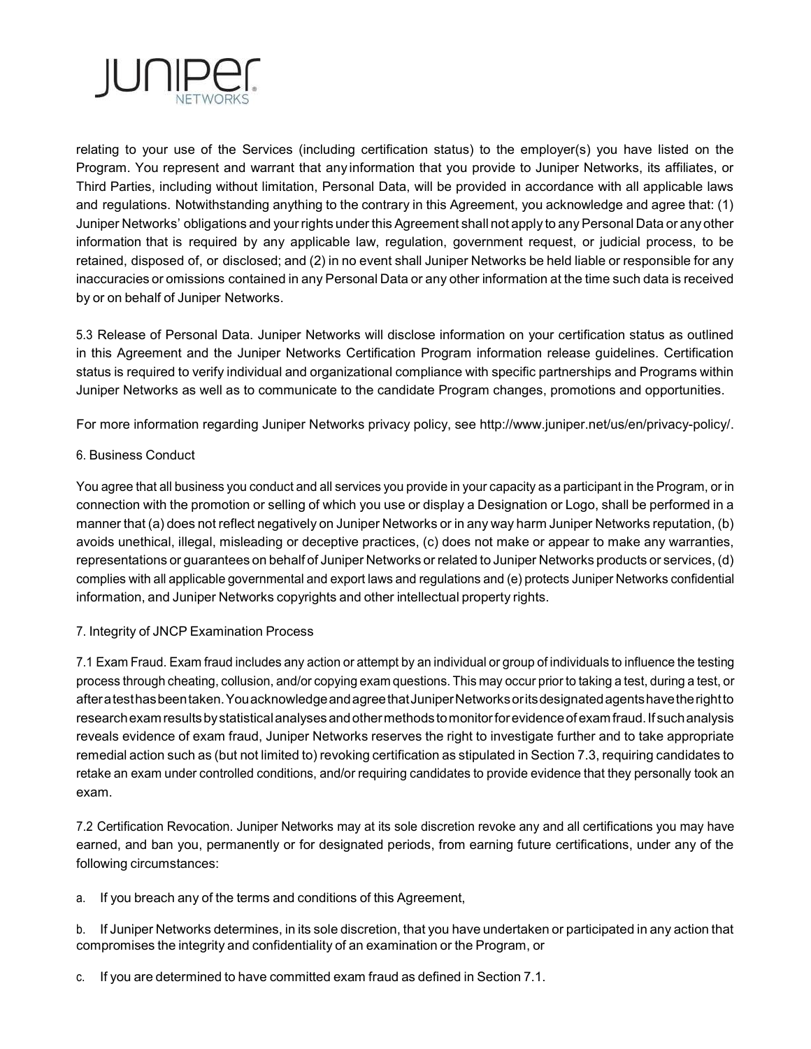relating to your use of the Services (including certification status) to the employer(s) you have listed on the Program. You represent and warrant that any information that you provide to Juniper Networks, its affiliates, or Third Parties, including without limitation, Personal Data, will be provided in accordance with all applicable laws and regulations. Notwithstanding anything to the contrary in this Agreement, you acknowledge and agree that: (1) Juniper Networks' obligations and your rights under this Agreement shall not apply to any Personal Data or any other information that is required by any applicable law, regulation, government request, or judicial process, to be retained, disposed of, or disclosed; and (2) in no event shall Juniper Networks be held liable or responsible for any inaccuracies or omissions contained in any Personal Data or any other information at the time such data is received by or on behalf of Juniper Networks.

5.3 Release of Personal Data. Juniper Networks will disclose information on your certification status as outlined in this Agreement and the Juniper Networks Certification Program information release guidelines. Certification status is required to verify individual and organizational compliance with specific partnerships and Programs within Juniper Networks as well as to communicate to the candidate Program changes, promotions and opportunities.

For more information regarding Juniper Networks privacy policy, see http://www.juniper.net/us/en/privacy-policy/.

## 6. Business Conduct

You agree that all business you conduct and all services you provide in your capacity as a participant in the Program, or in connection with the promotion or selling of which you use or display a Designation or Logo, shall be performed in a manner that (a) does not reflect negatively on Juniper Networks or in any way harm Juniper Networks reputation, (b) avoids unethical, illegal, misleading or deceptive practices, (c) does not make or appear to make any warranties, representations or guarantees on behalf of Juniper Networks or related to Juniper Networks products or services, (d) complies with all applicable governmental and export laws and regulations and (e) protects Juniper Networks confidential information, and Juniper Networks copyrights and other intellectual property rights.

## 7. Integrity of JNCP Examination Process

7.1 Exam Fraud. Exam fraud includes any action or attempt by an individual or group of individuals to influence the testing process through cheating, collusion, and/or copying exam questions. This may occur prior to taking a test, during a test, or after a test has been taken. You acknowledge and agree that Juniper Networks or its designated agents have the right to research exam results by statistical analyses and other methods to monitor for evidence of exam fraud. If such analysis reveals evidence of exam fraud, Juniper Networks reserves the right to investigate further and to take appropriate remedial action such as (but not limited to) revoking certification as stipulated in Section 7.3, requiring candidates to retake an exam under controlled conditions, and/or requiring candidates to provide evidence that they personally took an exam.

7.2 Certification Revocation. Juniper Networks may at its sole discretion revoke any and all certifications you may have earned, and ban you, permanently or for designated periods, from earning future certifications, under any of the following circumstances:

a. If you breach any of the terms and conditions of this Agreement,

b. If Juniper Networks determines, in its sole discretion, that you have undertaken or participated in any action that compromises the integrity and confidentiality of an examination or the Program, or

c. If you are determined to have committed exam fraud as defined in Section 7.1.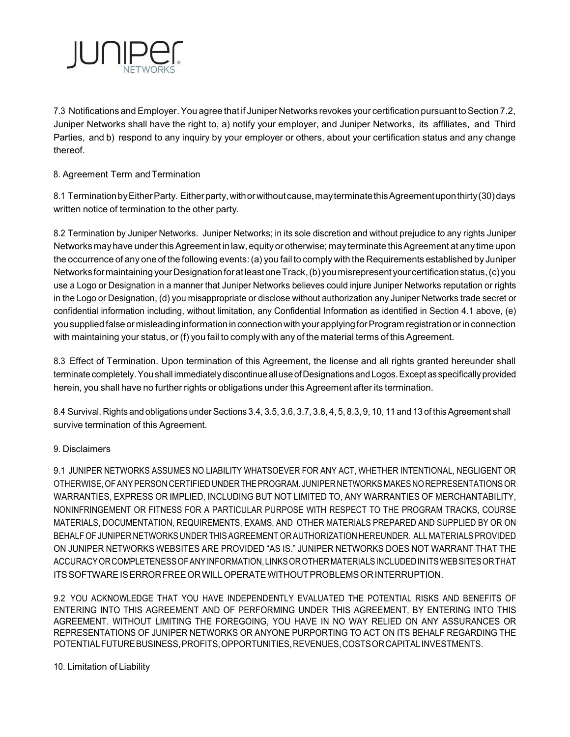7.3 Notifications and Employer. You agree that if Juniper Networks revokes your certification pursuant to Section 7.2, Juniper Networks shall have the right to, a) notify your employer, and Juniper Networks, its affiliates, and Third Parties, and b) respond to any inquiry by your employer or others, about your certification status and any change thereof.

8. Agreement Term and Termination

8.1 Termination by Either Party. Either party, with or without cause, may terminate this Agreement upon thirty (30) days written notice of termination to the other party.

8.2 Termination by Juniper Networks. Juniper Networks; in its sole discretion and without prejudice to any rights Juniper Networks may have under this Agreement in law, equity or otherwise; may terminate this Agreement at any time upon the occurrence of any one of the following events: (a) you fail to comply with the Requirements established by Juniper Networks for maintaining your Designation for at least one Track, (b) you misrepresent your certification status, (c) you use a Logo or Designation in a manner that Juniper Networks believes could injure Juniper Networks reputation or rights in the Logo or Designation, (d) you misappropriate or disclose without authorization any Juniper Networks trade secret or confidential information including, without limitation, any Confidential Information as identified in Section 4.1 above, (e) you supplied false or misleading information in connection with your applying for Program registration or in connection with maintaining your status, or (f) you fail to comply with any of the material terms of this Agreement.

8.3 Effect of Termination. Upon termination of this Agreement, the license and all rights granted hereunder shall terminate completely. You shall immediately discontinue all use of Designations and Logos. Except as specifically provided herein, you shall have no further rights or obligations under this Agreement after its termination.

8.4 Survival. Rights and obligations under Sections 3.4, 3.5, 3.6, 3.7, 3.8, 4, 5, 8.3, 9, 10, 11 and 13 of this Agreement shall survive termination of this Agreement.

9. Disclaimers

9.1 JUNIPER NETWORKS ASSUMES NO LIABILITY WHATSOEVER FOR ANY ACT, WHETHER INTENTIONAL, NEGLIGENT OR OTHERWISE, OF ANY PERSON CERTIFIED UNDER THE PROGRAM. JUNIPER NETWORKS MAKES NO REPRESENTATIONS OR WARRANTIES, EXPRESS OR IMPLIED, INCLUDING BUT NOT LIMITED TO, ANY WARRANTIES OF MERCHANTABILITY, NONINFRINGEMENT OR FITNESS FOR A PARTICULAR PURPOSE WITH RESPECT TO THE PROGRAM TRACKS, COURSE MATERIALS, DOCUMENTATION, REQUIREMENTS, EXAMS, AND OTHER MATERIALS PREPARED AND SUPPLIED BY OR ON BEHALF OF JUNIPER NETWORKS UNDER THIS AGREEMENT OR AUTHORIZATION HEREUNDER. ALL MATERIALS PROVIDED ON JUNIPER NETWORKS WEBSITES ARE PROVIDED "AS IS." JUNIPER NETWORKS DOES NOT WARRANT THAT THE ACCURACY OR COMPLETENESS OF ANY INFORMATION, LINKS OR OTHER MATERIALS INCLUDED IN ITS WEB SITES OR THAT ITS SOFTWARE IS ERROR FREE OR WILL OPERATE WITHOUT PROBLEMS OR INTERRUPTION.

9.2 YOU ACKNOWLEDGE THAT YOU HAVE INDEPENDENTLY EVALUATED THE POTENTIAL RISKS AND BENEFITS OF ENTERING INTO THIS AGREEMENT AND OF PERFORMING UNDER THIS AGREEMENT, BY ENTERING INTO THIS AGREEMENT. WITHOUT LIMITING THE FOREGOING, YOU HAVE IN NO WAY RELIED ON ANY ASSURANCES OR REPRESENTATIONS OF JUNIPER NETWORKS OR ANYONE PURPORTING TO ACT ON ITS BEHALF REGARDING THE POTENTIAL FUTURE BUSINESS, PROFITS, OPPORTUNITIES, REVENUES, COSTS OR CAPITAL INVESTMENTS.

10. Limitation of Liability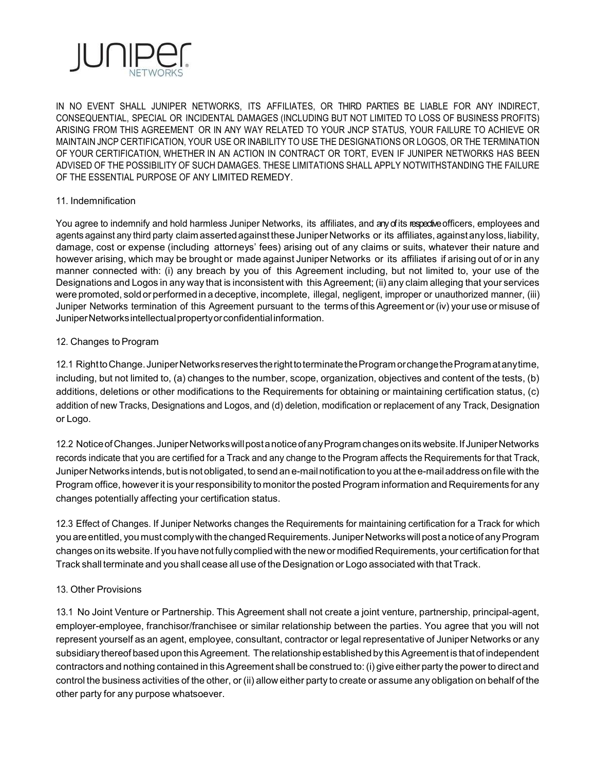IN NO EVENT SHALL JUNIPER NETWORKS, ITS AFFILIATES, OR THIRD PARTIES BE LIABLE FOR ANY INDIRECT, CONSEQUENTIAL, SPECIAL OR INCIDENTAL DAMAGES (INCLUDING BUT NOT LIMITED TO LOSS OF BUSINESS PROFITS) ARISING FROM THIS AGREEMENT OR IN ANY WAY RELATED TO YOUR JNCP STATUS, YOUR FAILURE TO ACHIEVE OR MAINTAIN JNCP CERTIFICATION, YOUR USE OR INABILITY TO USE THE DESIGNATIONS OR LOGOS, OR THE TERMINATION OF YOUR CERTIFICATION, WHETHER IN AN ACTION IN CONTRACT OR TORT, EVEN IF JUNIPER NETWORKS HAS BEEN ADVISED OF THE POSSIBILITY OF SUCH DAMAGES. THESE LIMITATIONS SHALL APPLY NOTWITHSTANDING THE FAILURE OF THE ESSENTIAL PURPOSE OF ANY LIMITED REMEDY.

## 11. Indemnification

You agree to indemnify and hold harmless Juniper Networks, its affiliates, and any of its respective officers, employees and agents against any third party claim asserted against these Juniper Networks or its affiliates, against any loss, liability, damage, cost or expense (including attorneys' fees) arising out of any claims or suits, whatever their nature and however arising, which may be brought or made against Juniper Networks or its affiliates if arising out of or in any manner connected with: (i) any breach by you of this Agreement including, but not limited to, your use of the Designations and Logos in any way that is inconsistent with this Agreement; (ii) any claim alleging that your services were promoted, sold or performed in a deceptive, incomplete, illegal, negligent, improper or unauthorized manner, (iii) Juniper Networks termination of this Agreement pursuant to the terms of this Agreement or (iv) your use or misuse of Juniper Networks intellectual property or confidential information.

## 12. Changes to Program

12.1 Right to Change. Juniper Networks reserves the right to terminate the Program or change the Program at any time, including, but not limited to, (a) changes to the number, scope, organization, objectives and content of the tests, (b) additions, deletions or other modifications to the Requirements for obtaining or maintaining certification status, (c) addition of new Tracks, Designations and Logos, and (d) deletion, modification or replacement of any Track, Designation or Logo.

12.2 Notice of Changes. Juniper Networks will post a notice of any Program changes on its website. If Juniper Networks records indicate that you are certified for a Track and any change to the Program affects the Requirements for that Track, Juniper Networks intends, but is not obligated, to send an e-mail notification to you at the e-mail address on file with the Program office, however it is your responsibility to monitor the posted Program information and Requirements for any changes potentially affecting your certification status.

12.3 Effect of Changes. If Juniper Networks changes the Requirements for maintaining certification for a Track for which you are entitled, you must comply with the changed Requirements. Juniper Networks will post a notice of any Program changes on its website. If you have not fully complied with the new or modified Requirements, your certification for that Track shall terminate and you shall cease all use of the Designation or Logo associated with that Track.

## 13. Other Provisions

13.1 No Joint Venture or Partnership. This Agreement shall not create a joint venture, partnership, principal-agent, employer-employee, franchisor/franchisee or similar relationship between the parties. You agree that you will not represent yourself as an agent, employee, consultant, contractor or legal representative of Juniper Networks or any subsidiary thereof based upon this Agreement. The relationship established by this Agreement is that of independent contractors and nothing contained in this Agreement shall be construed to: (i) give either party the power to direct and control the business activities of the other, or (ii) allow either party to create or assume any obligation on behalf of the other party for any purpose whatsoever.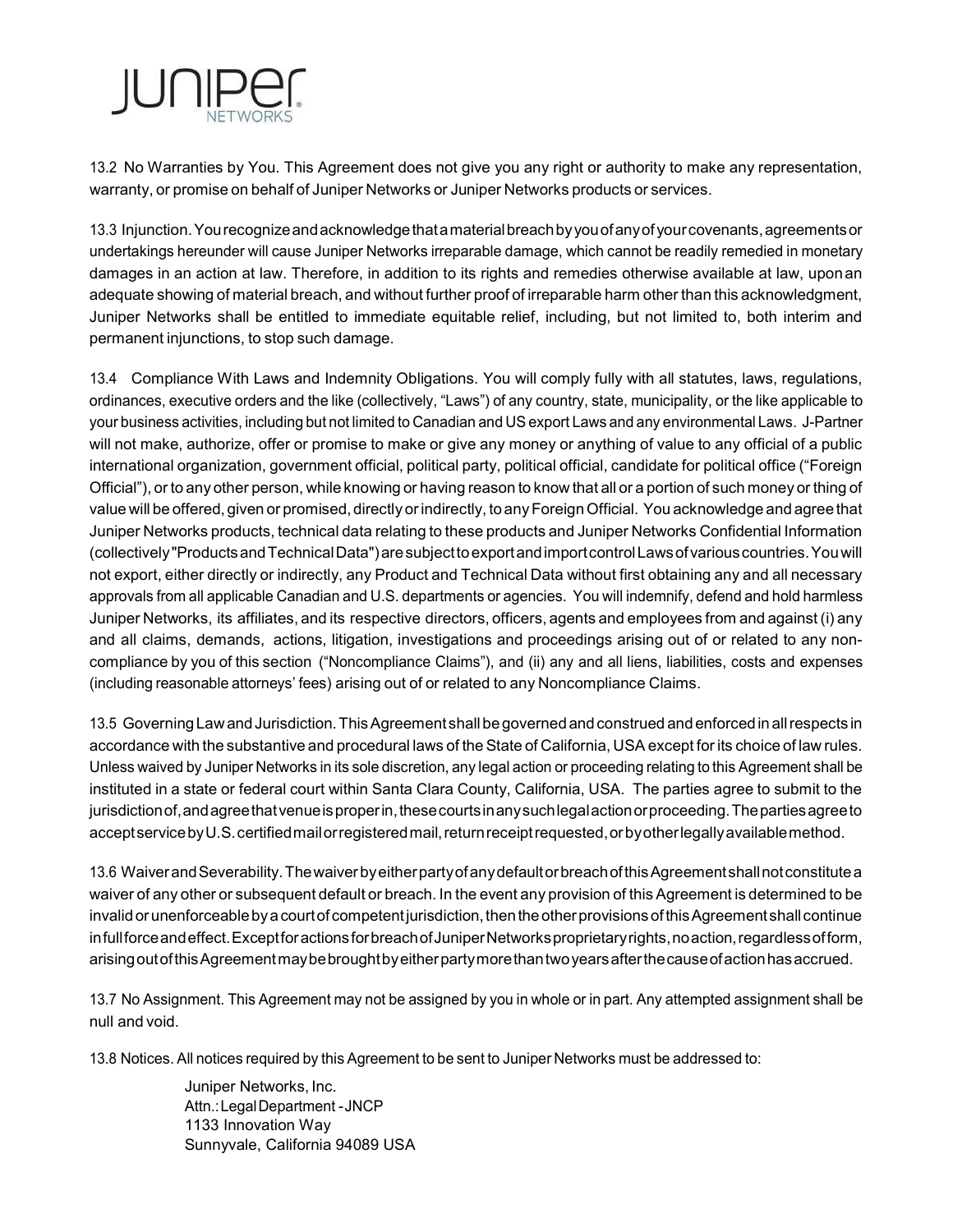13.2 No Warranties by You. This Agreement does not give you any right or authority to make any representation, warranty, or promise on behalf of Juniper Networks or Juniper Networks products or services.

13.3 Injunction. You recognize and acknowledge that a material breach by you of any of your covenants, agreements or undertakings hereunder will cause Juniper Networks irreparable damage, which cannot be readily remedied in monetary damages in an action at law. Therefore, in addition to its rights and remedies otherwise available at law, upon an adequate showing of material breach, and without further proof of irreparable harm other than this acknowledgment, Juniper Networks shall be entitled to immediate equitable relief, including, but not limited to, both interim and permanent injunctions, to stop such damage.

13.4 Compliance With Laws and Indemnity Obligations. You will comply fully with all statutes, laws, regulations, ordinances, executive orders and the like (collectively, "Laws") of any country, state, municipality, or the like applicable to your business activities, including but not limited to Canadian and US export Laws and any environmental Laws. J-Partner will not make, authorize, offer or promise to make or give any money or anything of value to any official of a public international organization, government official, political party, political official, candidate for political office ("Foreign Official"), or to any other person, while knowing or having reason to know that all or a portion of such money or thing of value will be offered, given or promised, directly or indirectly, to any Foreign Official. You acknowledge and agree that Juniper Networks products, technical data relating to these products and Juniper Networks Confidential Information (collectively "Products and Technical Data") are subject to export and import control Laws of various countries. You will not export, either directly or indirectly, any Product and Technical Data without first obtaining any and all necessary approvals from all applicable Canadian and U.S. departments or agencies. You will indemnify, defend and hold harmless Juniper Networks, its affiliates, and its respective directors, officers, agents and employees from and against (i) any and all claims, demands, actions, litigation, investigations and proceedings arising out of or related to any non-compliance by you of this section ("Noncompliance Claims"), and (ii) any and all liens, liabilities, costs and expenses (including reasonable attorneys' fees) arising out of or related to any Noncompliance Claims.

13.5 Governing Law and Jurisdiction. This Agreement shall be governed and construed and enforced in all respects in accordance with the substantive and procedural laws of the State of California, USA except for its choice of law rules. Unless waived by Juniper Networks in its sole discretion, any legal action or proceeding relating to this Agreement shall be instituted in a state or federal court within Santa Clara County, California, USA. The parties agree to submit to the jurisdiction of, and agree that venue is proper in, these courts in any such legal action or proceeding. The parties agree to accept service by U.S. certified mail or registered mail, return receipt requested, or by other legally available method.

13.6 Waiver and Severability. The waiver by either party of any default or breach of this Agreement shall not constitute a waiver of any other or subsequent default or breach. In the event any provision of this Agreement is determined to be invalid or unenforceable by a court of competent jurisdiction, then the other provisions of this Agreement shall continue in full force and effect. Except for actions for breach of Juniper Networks proprietary rights, no action, regardless of form, arising out of this Agreement may be brought by either party more than two years after the cause of action has accrued.

13.7 No Assignment. This Agreement may not be assigned by you in whole or in part. Any attempted assignment shall be null and void.

13.8 Notices. All notices required by this Agreement to be sent to Juniper Networks must be addressed to:

> Juniper Networks, Inc.
> Attn.: Legal Department - JNCP
> 1133 Innovation Way
> Sunnyvale, California 94089 USA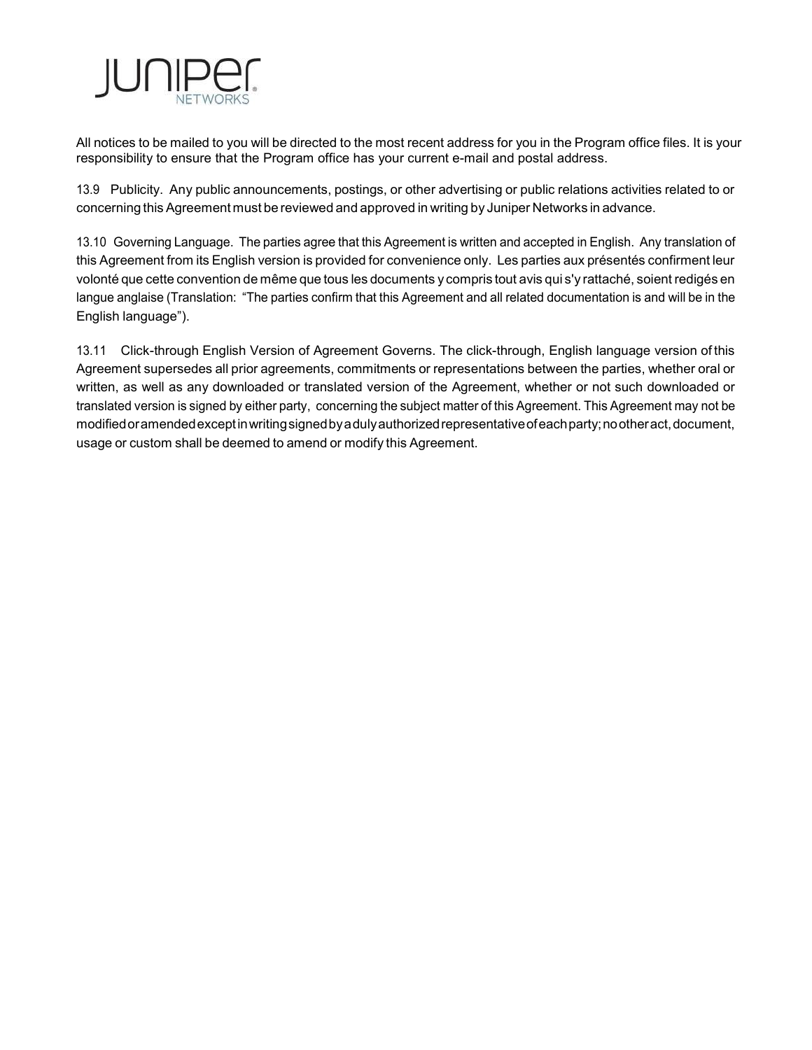All notices to be mailed to you will be directed to the most recent address for you in the Program office files. It is your responsibility to ensure that the Program office has your current e-mail and postal address.

13.9 Publicity. Any public announcements, postings, or other advertising or public relations activities related to or concerning this Agreement must be reviewed and approved in writing by Juniper Networks in advance.

13.10 Governing Language. The parties agree that this Agreement is written and accepted in English. Any translation of this Agreement from its English version is provided for convenience only. Les parties aux présentés confirment leur volonté que cette convention de même que tous les documents y compris tout avis qui s'y rattaché, soient redigés en langue anglaise (Translation: "The parties confirm that this Agreement and all related documentation is and will be in the English language").

13.11 Click-through English Version of Agreement Governs. The click-through, English language version of this Agreement supersedes all prior agreements, commitments or representations between the parties, whether oral or written, as well as any downloaded or translated version of the Agreement, whether or not such downloaded or translated version is signed by either party, concerning the subject matter of this Agreement. This Agreement may not be modified or amended except in writing signed by a duly authorized representative of each party; no other act, document, usage or custom shall be deemed to amend or modify this Agreement.